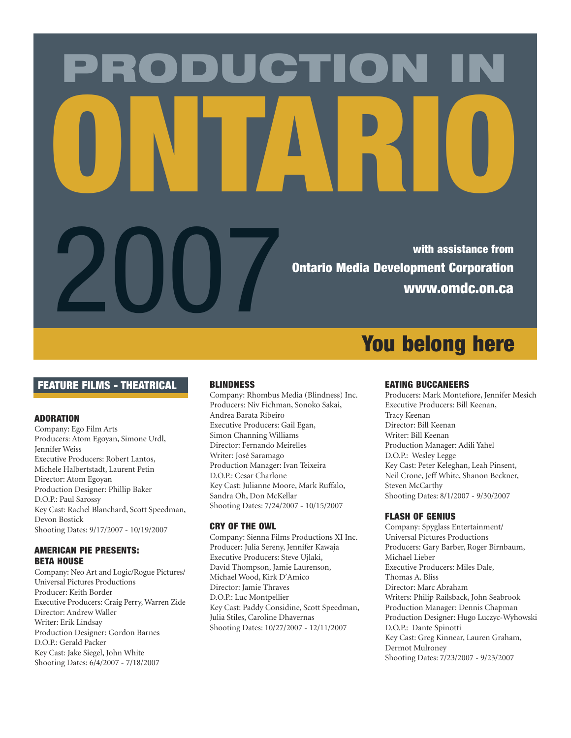# PRODUCTION IN ONTARIO 2007

with assistance from
**Ontario Media Development Corporation**
**www.omdc.on.ca**

**You belong here**

## FEATURE FILMS - THEATRICAL

### ADORATION

Company: Ego Film Arts
Producers: Atom Egoyan, Simone Urdl, Jennifer Weiss
Executive Producers: Robert Lantos, Michele Halbertstadt, Laurent Petin
Director: Atom Egoyan
Production Designer: Phillip Baker
D.O.P.: Paul Sarossy
Key Cast: Rachel Blanchard, Scott Speedman, Devon Bostick
Shooting Dates: 9/17/2007 - 10/19/2007

### AMERICAN PIE PRESENTS: BETA HOUSE

Company: Neo Art and Logic/Rogue Pictures/ Universal Pictures Productions
Producer: Keith Border
Executive Producers: Craig Perry, Warren Zide
Director: Andrew Waller
Writer: Erik Lindsay
Production Designer: Gordon Barnes
D.O.P.: Gerald Packer
Key Cast: Jake Siegel, John White
Shooting Dates: 6/4/2007 - 7/18/2007

### BLINDNESS

Company: Rhombus Media (Blindness) Inc.
Producers: Niv Fichman, Sonoko Sakai, Andrea Barata Ribeiro
Executive Producers: Gail Egan, Simon Channing Williams
Director: Fernando Meirelles
Writer: José Saramago
Production Manager: Ivan Teixeira
D.O.P.: Cesar Charlone
Key Cast: Julianne Moore, Mark Ruffalo, Sandra Oh, Don McKellar
Shooting Dates: 7/24/2007 - 10/15/2007

### CRY OF THE OWL

Company: Sienna Films Productions XI Inc.
Producer: Julia Sereny, Jennifer Kawaja
Executive Producers: Steve Ujlaki, David Thompson, Jamie Laurenson, Michael Wood, Kirk D'Amico
Director: Jamie Thraves
D.O.P.: Luc Montpellier
Key Cast: Paddy Considine, Scott Speedman, Julia Stiles, Caroline Dhavernas
Shooting Dates: 10/27/2007 - 12/11/2007

### EATING BUCCANEERS

Producers: Mark Montefiore, Jennifer Mesich
Executive Producers: Bill Keenan, Tracy Keenan
Director: Bill Keenan
Writer: Bill Keenan
Production Manager: Adili Yahel
D.O.P.: Wesley Legge
Key Cast: Peter Keleghan, Leah Pinsent, Neil Crone, Jeff White, Shanon Beckner, Steven McCarthy
Shooting Dates: 8/1/2007 - 9/30/2007

### FLASH OF GENIUS

Company: Spyglass Entertainment/ Universal Pictures Productions
Producers: Gary Barber, Roger Birnbaum, Michael Lieber
Executive Producers: Miles Dale, Thomas A. Bliss
Director: Marc Abraham
Writers: Philip Railsback, John Seabrook
Production Manager: Dennis Chapman
Production Designer: Hugo Luczyc-Wyhowski
D.O.P.: Dante Spinotti
Key Cast: Greg Kinnear, Lauren Graham, Dermot Mulroney
Shooting Dates: 7/23/2007 - 9/23/2007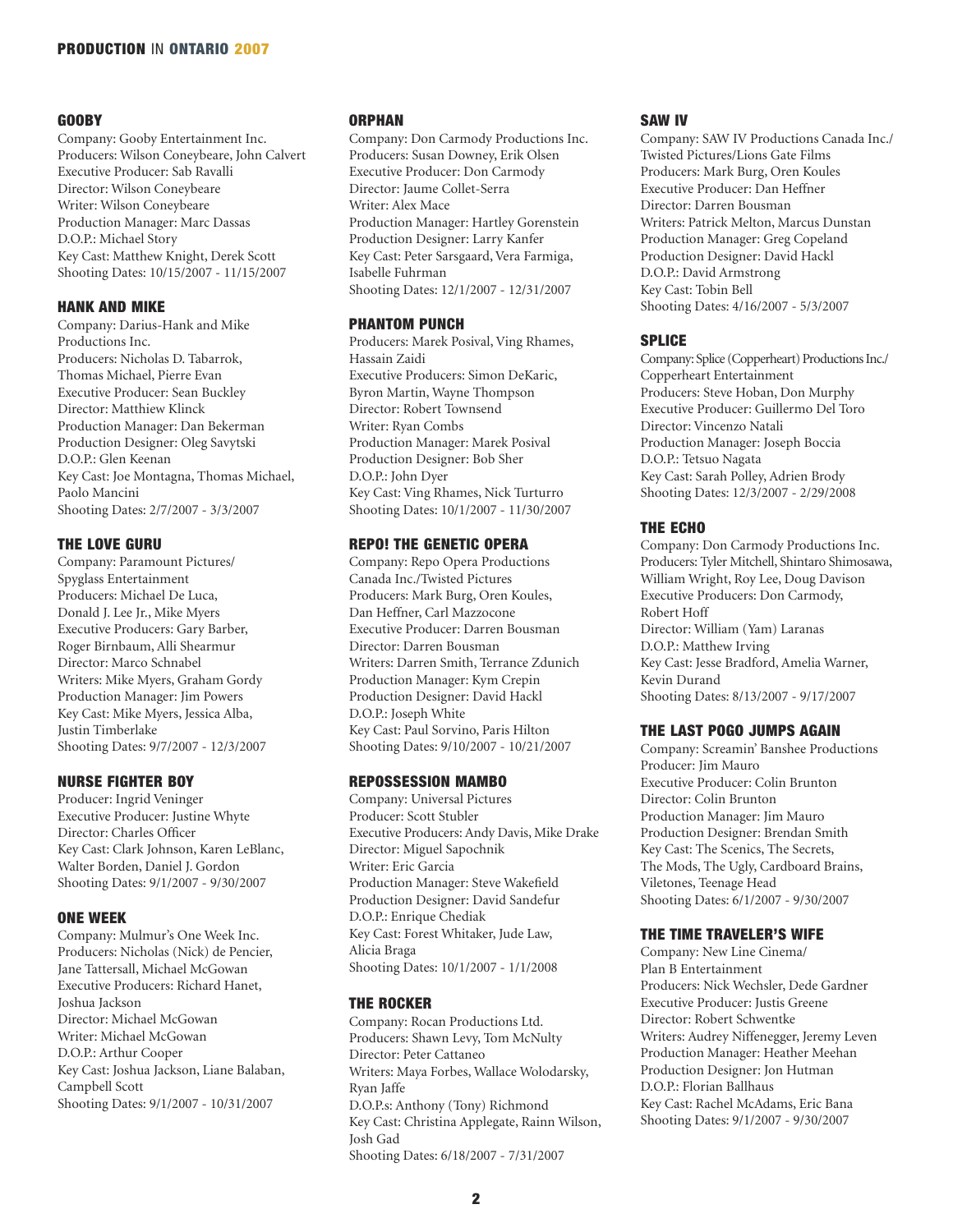### GOOBY

Company: Gooby Entertainment Inc.
Producers: Wilson Coneybeare, John Calvert
Executive Producer: Sab Ravalli
Director: Wilson Coneybeare
Writer: Wilson Coneybeare
Production Manager: Marc Dassas
D.O.P.: Michael Story
Key Cast: Matthew Knight, Derek Scott
Shooting Dates: 10/15/2007 - 11/15/2007

### HANK AND MIKE

Company: Darius-Hank and Mike Productions Inc.
Producers: Nicholas D. Tabarrok, Thomas Michael, Pierre Evan
Executive Producer: Sean Buckley
Director: Matthiew Klinck
Production Manager: Dan Bekerman
Production Designer: Oleg Savytski
D.O.P.: Glen Keenan
Key Cast: Joe Montagna, Thomas Michael, Paolo Mancini
Shooting Dates: 2/7/2007 - 3/3/2007

### THE LOVE GURU

Company: Paramount Pictures/ Spyglass Entertainment
Producers: Michael De Luca, Donald J. Lee Jr., Mike Myers
Executive Producers: Gary Barber, Roger Birnbaum, Alli Shearmur
Director: Marco Schnabel
Writers: Mike Myers, Graham Gordy
Production Manager: Jim Powers
Key Cast: Mike Myers, Jessica Alba, Justin Timberlake
Shooting Dates: 9/7/2007 - 12/3/2007

### NURSE FIGHTER BOY

Producer: Ingrid Veninger
Executive Producer: Justine Whyte
Director: Charles Officer
Key Cast: Clark Johnson, Karen LeBlanc, Walter Borden, Daniel J. Gordon
Shooting Dates: 9/1/2007 - 9/30/2007

### ONE WEEK

Company: Mulmur's One Week Inc.
Producers: Nicholas (Nick) de Pencier, Jane Tattersall, Michael McGowan
Executive Producers: Richard Hanet, Joshua Jackson
Director: Michael McGowan
Writer: Michael McGowan
D.O.P.: Arthur Cooper
Key Cast: Joshua Jackson, Liane Balaban, Campbell Scott
Shooting Dates: 9/1/2007 - 10/31/2007

### ORPHAN

Company: Don Carmody Productions Inc.
Producers: Susan Downey, Erik Olsen
Executive Producer: Don Carmody
Director: Jaume Collet-Serra
Writer: Alex Mace
Production Manager: Hartley Gorenstein
Production Designer: Larry Kanfer
Key Cast: Peter Sarsgaard, Vera Farmiga, Isabelle Fuhrman
Shooting Dates: 12/1/2007 - 12/31/2007

### PHANTOM PUNCH

Producers: Marek Posival, Ving Rhames, Hassain Zaidi
Executive Producers: Simon DeKaric, Byron Martin, Wayne Thompson
Director: Robert Townsend
Writer: Ryan Combs
Production Manager: Marek Posival
Production Designer: Bob Sher
D.O.P.: John Dyer
Key Cast: Ving Rhames, Nick Turturro
Shooting Dates: 10/1/2007 - 11/30/2007

### REPO! THE GENETIC OPERA

Company: Repo Opera Productions Canada Inc./Twisted Pictures
Producers: Mark Burg, Oren Koules, Dan Heffner, Carl Mazzocone
Executive Producer: Darren Bousman
Director: Darren Bousman
Writers: Darren Smith, Terrance Zdunich
Production Manager: Kym Crepin
Production Designer: David Hackl
D.O.P.: Joseph White
Key Cast: Paul Sorvino, Paris Hilton
Shooting Dates: 9/10/2007 - 10/21/2007

### REPOSSESSION MAMBO

Company: Universal Pictures
Producer: Scott Stubler
Executive Producers: Andy Davis, Mike Drake
Director: Miguel Sapochnik
Writer: Eric Garcia
Production Manager: Steve Wakefield
Production Designer: David Sandefur
D.O.P.: Enrique Chediak
Key Cast: Forest Whitaker, Jude Law, Alicia Braga
Shooting Dates: 10/1/2007 - 1/1/2008

### THE ROCKER

Company: Rocan Productions Ltd.
Producers: Shawn Levy, Tom McNulty
Director: Peter Cattaneo
Writers: Maya Forbes, Wallace Wolodarsky, Ryan Jaffe
D.O.P.s: Anthony (Tony) Richmond
Key Cast: Christina Applegate, Rainn Wilson, Josh Gad
Shooting Dates: 6/18/2007 - 7/31/2007

### SAW IV

Company: SAW IV Productions Canada Inc./ Twisted Pictures/Lions Gate Films
Producers: Mark Burg, Oren Koules
Executive Producer: Dan Heffner
Director: Darren Bousman
Writers: Patrick Melton, Marcus Dunstan
Production Manager: Greg Copeland
Production Designer: David Hackl
D.O.P.: David Armstrong
Key Cast: Tobin Bell
Shooting Dates: 4/16/2007 - 5/3/2007

### SPLICE

Company: Splice (Copperheart) Productions Inc./ Copperheart Entertainment
Producers: Steve Hoban, Don Murphy
Executive Producer: Guillermo Del Toro
Director: Vincenzo Natali
Production Manager: Joseph Boccia
D.O.P.: Tetsuo Nagata
Key Cast: Sarah Polley, Adrien Brody
Shooting Dates: 12/3/2007 - 2/29/2008

### THE ECHO

Company: Don Carmody Productions Inc.
Producers: Tyler Mitchell, Shintaro Shimosawa, William Wright, Roy Lee, Doug Davison
Executive Producers: Don Carmody, Robert Hoff
Director: William (Yam) Laranas
D.O.P.: Matthew Irving
Key Cast: Jesse Bradford, Amelia Warner, Kevin Durand
Shooting Dates: 8/13/2007 - 9/17/2007

### THE LAST POGO JUMPS AGAIN

Company: Screamin' Banshee Productions
Producer: Jim Mauro
Executive Producer: Colin Brunton
Director: Colin Brunton
Production Manager: Jim Mauro
Production Designer: Brendan Smith
Key Cast: The Scenics, The Secrets, The Mods, The Ugly, Cardboard Brains, Viletones, Teenage Head
Shooting Dates: 6/1/2007 - 9/30/2007

### THE TIME TRAVELER'S WIFE

Company: New Line Cinema/ Plan B Entertainment
Producers: Nick Wechsler, Dede Gardner
Executive Producer: Justis Greene
Director: Robert Schwentke
Writers: Audrey Niffenegger, Jeremy Leven
Production Manager: Heather Meehan
Production Designer: Jon Hutman
D.O.P.: Florian Ballhaus
Key Cast: Rachel McAdams, Eric Bana
Shooting Dates: 9/1/2007 - 9/30/2007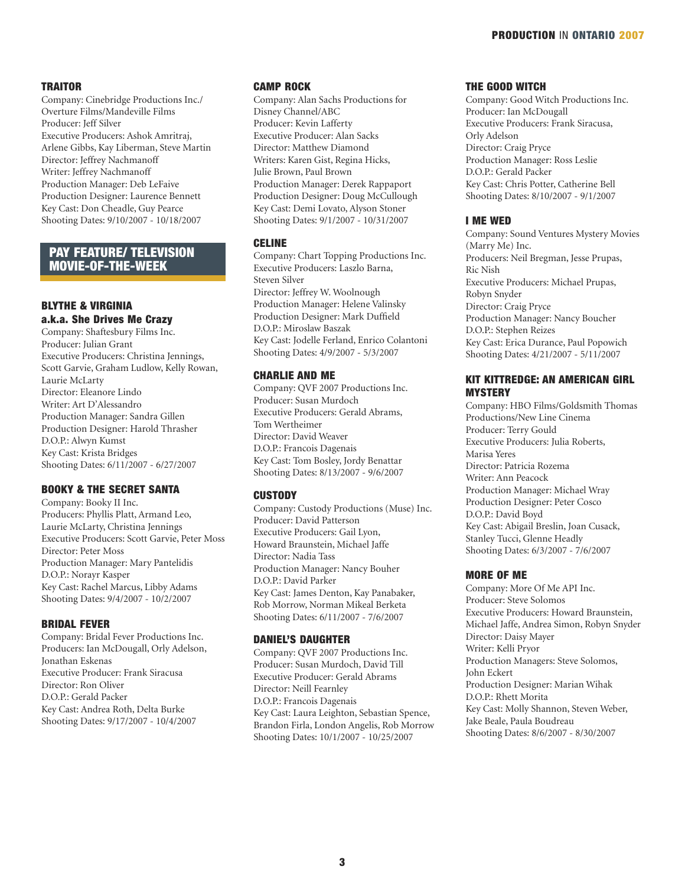### TRAITOR

Company: Cinebridge Productions Inc./ Overture Films/Mandeville Films
Producer: Jeff Silver
Executive Producers: Ashok Amritraj, Arlene Gibbs, Kay Liberman, Steve Martin
Director: Jeffrey Nachmanoff
Writer: Jeffrey Nachmanoff
Production Manager: Deb LeFaive
Production Designer: Laurence Bennett
Key Cast: Don Cheadle, Guy Pearce
Shooting Dates: 9/10/2007 - 10/18/2007

## PAY FEATURE/ TELEVISION MOVIE-OF-THE-WEEK

### BLYTHE & VIRGINIA a.k.a. She Drives Me Crazy

Company: Shaftesbury Films Inc.
Producer: Julian Grant
Executive Producers: Christina Jennings, Scott Garvie, Graham Ludlow, Kelly Rowan, Laurie McLarty
Director: Eleanore Lindo
Writer: Art D'Alessandro
Production Manager: Sandra Gillen
Production Designer: Harold Thrasher
D.O.P.: Alwyn Kumst
Key Cast: Krista Bridges
Shooting Dates: 6/11/2007 - 6/27/2007

### BOOKY & THE SECRET SANTA

Company: Booky II Inc.
Producers: Phyllis Platt, Armand Leo, Laurie McLarty, Christina Jennings
Executive Producers: Scott Garvie, Peter Moss
Director: Peter Moss
Production Manager: Mary Pantelidis
D.O.P.: Norayr Kasper
Key Cast: Rachel Marcus, Libby Adams
Shooting Dates: 9/4/2007 - 10/2/2007

### BRIDAL FEVER

Company: Bridal Fever Productions Inc.
Producers: Ian McDougall, Orly Adelson, Jonathan Eskenas
Executive Producer: Frank Siracusa
Director: Ron Oliver
D.O.P.: Gerald Packer
Key Cast: Andrea Roth, Delta Burke
Shooting Dates: 9/17/2007 - 10/4/2007

### CAMP ROCK

Company: Alan Sachs Productions for Disney Channel/ABC
Producer: Kevin Lafferty
Executive Producer: Alan Sacks
Director: Matthew Diamond
Writers: Karen Gist, Regina Hicks, Julie Brown, Paul Brown
Production Manager: Derek Rappaport
Production Designer: Doug McCullough
Key Cast: Demi Lovato, Alyson Stoner
Shooting Dates: 9/1/2007 - 10/31/2007

### CELINE

Company: Chart Topping Productions Inc.
Executive Producers: Laszlo Barna, Steven Silver
Director: Jeffrey W. Woolnough
Production Manager: Helene Valinsky
Production Designer: Mark Duffield
D.O.P.: Miroslaw Baszak
Key Cast: Jodelle Ferland, Enrico Colantoni
Shooting Dates: 4/9/2007 - 5/3/2007

### CHARLIE AND ME

Company: QVF 2007 Productions Inc.
Producer: Susan Murdoch
Executive Producers: Gerald Abrams, Tom Wertheimer
Director: David Weaver
D.O.P.: Francois Dagenais
Key Cast: Tom Bosley, Jordy Benattar
Shooting Dates: 8/13/2007 - 9/6/2007

### CUSTODY

Company: Custody Productions (Muse) Inc.
Producer: David Patterson
Executive Producers: Gail Lyon, Howard Braunstein, Michael Jaffe
Director: Nadia Tass
Production Manager: Nancy Bouher
D.O.P.: David Parker
Key Cast: James Denton, Kay Panabaker, Rob Morrow, Norman Mikeal Berketa
Shooting Dates: 6/11/2007 - 7/6/2007

### DANIEL'S DAUGHTER

Company: QVF 2007 Productions Inc.
Producer: Susan Murdoch, David Till
Executive Producer: Gerald Abrams
Director: Neill Fearnley
D.O.P.: Francois Dagenais
Key Cast: Laura Leighton, Sebastian Spence, Brandon Firla, London Angelis, Rob Morrow
Shooting Dates: 10/1/2007 - 10/25/2007

### THE GOOD WITCH

Company: Good Witch Productions Inc.
Producer: Ian McDougall
Executive Producers: Frank Siracusa, Orly Adelson
Director: Craig Pryce
Production Manager: Ross Leslie
D.O.P.: Gerald Packer
Key Cast: Chris Potter, Catherine Bell
Shooting Dates: 8/10/2007 - 9/1/2007

### I ME WED

Company: Sound Ventures Mystery Movies (Marry Me) Inc.
Producers: Neil Bregman, Jesse Prupas, Ric Nish
Executive Producers: Michael Prupas, Robyn Snyder
Director: Craig Pryce
Production Manager: Nancy Boucher
D.O.P.: Stephen Reizes
Key Cast: Erica Durance, Paul Popowich
Shooting Dates: 4/21/2007 - 5/11/2007

### KIT KITTREDGE: AN AMERICAN GIRL MYSTERY

Company: HBO Films/Goldsmith Thomas Productions/New Line Cinema
Producer: Terry Gould
Executive Producers: Julia Roberts, Marisa Yeres
Director: Patricia Rozema
Writer: Ann Peacock
Production Manager: Michael Wray
Production Designer: Peter Cosco
D.O.P.: David Boyd
Key Cast: Abigail Breslin, Joan Cusack, Stanley Tucci, Glenne Headly
Shooting Dates: 6/3/2007 - 7/6/2007

### MORE OF ME

Company: More Of Me API Inc.
Producer: Steve Solomos
Executive Producers: Howard Braunstein, Michael Jaffe, Andrea Simon, Robyn Snyder
Director: Daisy Mayer
Writer: Kelli Pryor
Production Managers: Steve Solomos, John Eckert
Production Designer: Marian Wihak
D.O.P.: Rhett Morita
Key Cast: Molly Shannon, Steven Weber, Jake Beale, Paula Boudreau
Shooting Dates: 8/6/2007 - 8/30/2007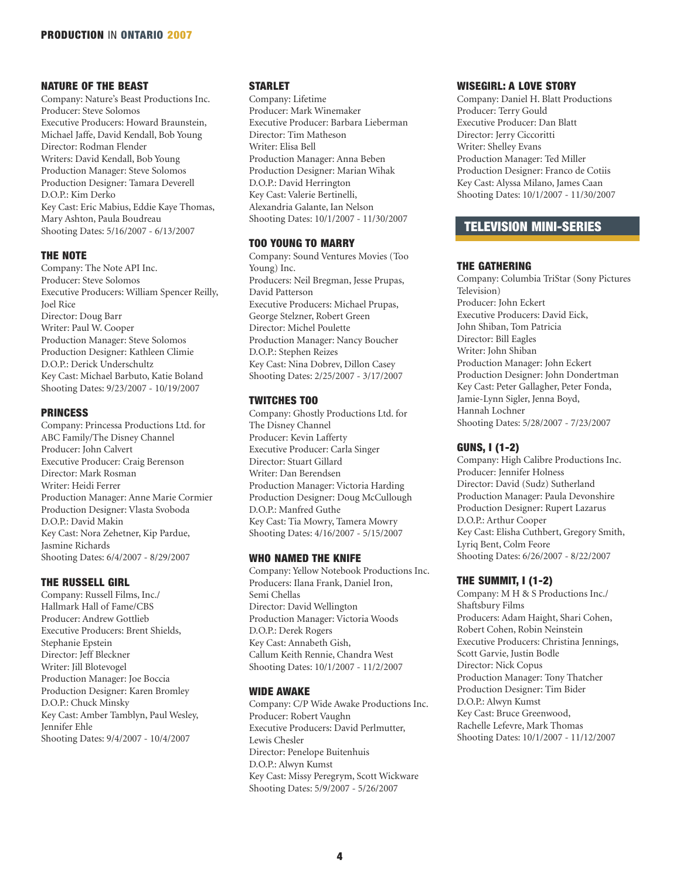### NATURE OF THE BEAST

Company: Nature's Beast Productions Inc.
Producer: Steve Solomos
Executive Producers: Howard Braunstein, Michael Jaffe, David Kendall, Bob Young
Director: Rodman Flender
Writers: David Kendall, Bob Young
Production Manager: Steve Solomos
Production Designer: Tamara Deverell
D.O.P.: Kim Derko
Key Cast: Eric Mabius, Eddie Kaye Thomas, Mary Ashton, Paula Boudreau
Shooting Dates: 5/16/2007 - 6/13/2007

### THE NOTE

Company: The Note API Inc.
Producer: Steve Solomos
Executive Producers: William Spencer Reilly, Joel Rice
Director: Doug Barr
Writer: Paul W. Cooper
Production Manager: Steve Solomos
Production Designer: Kathleen Climie
D.O.P.: Derick Underschultz
Key Cast: Michael Barbuto, Katie Boland
Shooting Dates: 9/23/2007 - 10/19/2007

### PRINCESS

Company: Princessa Productions Ltd. for ABC Family/The Disney Channel
Producer: John Calvert
Executive Producer: Craig Berenson
Director: Mark Rosman
Writer: Heidi Ferrer
Production Manager: Anne Marie Cormier
Production Designer: Vlasta Svoboda
D.O.P.: David Makin
Key Cast: Nora Zehetner, Kip Pardue, Jasmine Richards
Shooting Dates: 6/4/2007 - 8/29/2007

### THE RUSSELL GIRL

Company: Russell Films, Inc./ Hallmark Hall of Fame/CBS
Producer: Andrew Gottlieb
Executive Producers: Brent Shields, Stephanie Epstein
Director: Jeff Bleckner
Writer: Jill Blotevogel
Production Manager: Joe Boccia
Production Designer: Karen Bromley
D.O.P.: Chuck Minsky
Key Cast: Amber Tamblyn, Paul Wesley, Jennifer Ehle
Shooting Dates: 9/4/2007 - 10/4/2007

### STARLET

Company: Lifetime
Producer: Mark Winemaker
Executive Producer: Barbara Lieberman
Director: Tim Matheson
Writer: Elisa Bell
Production Manager: Anna Beben
Production Designer: Marian Wihak
D.O.P.: David Herrington
Key Cast: Valerie Bertinelli, Alexandria Galante, Ian Nelson
Shooting Dates: 10/1/2007 - 11/30/2007

### TOO YOUNG TO MARRY

Company: Sound Ventures Movies (Too Young) Inc.
Producers: Neil Bregman, Jesse Prupas, David Patterson
Executive Producers: Michael Prupas, George Stelzner, Robert Green
Director: Michel Poulette
Production Manager: Nancy Boucher
D.O.P.: Stephen Reizes
Key Cast: Nina Dobrev, Dillon Casey
Shooting Dates: 2/25/2007 - 3/17/2007

### TWITCHES TOO

Company: Ghostly Productions Ltd. for The Disney Channel
Producer: Kevin Lafferty
Executive Producer: Carla Singer
Director: Stuart Gillard
Writer: Dan Berendsen
Production Manager: Victoria Harding
Production Designer: Doug McCullough
D.O.P.: Manfred Guthe
Key Cast: Tia Mowry, Tamera Mowry
Shooting Dates: 4/16/2007 - 5/15/2007

### WHO NAMED THE KNIFE

Company: Yellow Notebook Productions Inc.
Producers: Ilana Frank, Daniel Iron, Semi Chellas
Director: David Wellington
Production Manager: Victoria Woods
D.O.P.: Derek Rogers
Key Cast: Annabeth Gish, Callum Keith Rennie, Chandra West
Shooting Dates: 10/1/2007 - 11/2/2007

### WIDE AWAKE

Company: C/P Wide Awake Productions Inc.
Producer: Robert Vaughn
Executive Producers: David Perlmutter, Lewis Chesler
Director: Penelope Buitenhuis
D.O.P.: Alwyn Kumst
Key Cast: Missy Peregrym, Scott Wickware
Shooting Dates: 5/9/2007 - 5/26/2007

### WISEGIRL: A LOVE STORY

Company: Daniel H. Blatt Productions
Producer: Terry Gould
Executive Producer: Dan Blatt
Director: Jerry Ciccoritti
Writer: Shelley Evans
Production Manager: Ted Miller
Production Designer: Franco de Cotiis
Key Cast: Alyssa Milano, James Caan
Shooting Dates: 10/1/2007 - 11/30/2007

## TELEVISION MINI-SERIES

### THE GATHERING

Company: Columbia TriStar (Sony Pictures Television)
Producer: John Eckert
Executive Producers: David Eick, John Shiban, Tom Patricia
Director: Bill Eagles
Writer: John Shiban
Production Manager: John Eckert
Production Designer: John Dondertman
Key Cast: Peter Gallagher, Peter Fonda, Jamie-Lynn Sigler, Jenna Boyd, Hannah Lochner
Shooting Dates: 5/28/2007 - 7/23/2007

### GUNS, I (1-2)

Company: High Calibre Productions Inc.
Producer: Jennifer Holness
Director: David (Sudz) Sutherland
Production Manager: Paula Devonshire
Production Designer: Rupert Lazarus
D.O.P.: Arthur Cooper
Key Cast: Elisha Cuthbert, Gregory Smith, Lyriq Bent, Colm Feore
Shooting Dates: 6/26/2007 - 8/22/2007

### THE SUMMIT, I (1-2)

Company: M H & S Productions Inc./ Shaftsbury Films
Producers: Adam Haight, Shari Cohen, Robert Cohen, Robin Neinstein
Executive Producers: Christina Jennings, Scott Garvie, Justin Bodle
Director: Nick Copus
Production Manager: Tony Thatcher
Production Designer: Tim Bider
D.O.P.: Alwyn Kumst
Key Cast: Bruce Greenwood, Rachelle Lefevre, Mark Thomas
Shooting Dates: 10/1/2007 - 11/12/2007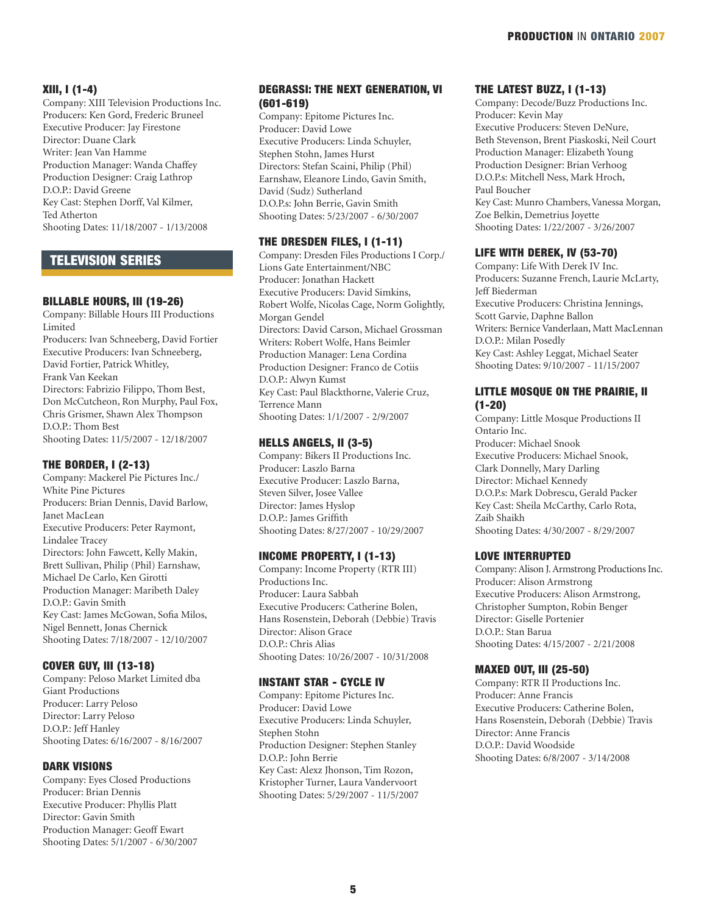### XIII, I (1-4)

Company: XIII Television Productions Inc.
Producers: Ken Gord, Frederic Bruneel
Executive Producer: Jay Firestone
Director: Duane Clark
Writer: Jean Van Hamme
Production Manager: Wanda Chaffey
Production Designer: Craig Lathrop
D.O.P.: David Greene
Key Cast: Stephen Dorff, Val Kilmer, Ted Atherton
Shooting Dates: 11/18/2007 - 1/13/2008

## TELEVISION SERIES

### BILLABLE HOURS, III (19-26)

Company: Billable Hours III Productions Limited
Producers: Ivan Schneeberg, David Fortier
Executive Producers: Ivan Schneeberg, David Fortier, Patrick Whitley, Frank Van Keekan
Directors: Fabrizio Filippo, Thom Best, Don McCutcheon, Ron Murphy, Paul Fox, Chris Grismer, Shawn Alex Thompson
D.O.P.: Thom Best
Shooting Dates: 11/5/2007 - 12/18/2007

### THE BORDER, I (2-13)

Company: Mackerel Pie Pictures Inc./ White Pine Pictures
Producers: Brian Dennis, David Barlow, Janet MacLean
Executive Producers: Peter Raymont, Lindalee Tracey
Directors: John Fawcett, Kelly Makin, Brett Sullivan, Philip (Phil) Earnshaw, Michael De Carlo, Ken Girotti
Production Manager: Maribeth Daley
D.O.P.: Gavin Smith
Key Cast: James McGowan, Sofia Milos, Nigel Bennett, Jonas Chernick
Shooting Dates: 7/18/2007 - 12/10/2007

### COVER GUY, III (13-18)

Company: Peloso Market Limited dba Giant Productions
Producer: Larry Peloso
Director: Larry Peloso
D.O.P.: Jeff Hanley
Shooting Dates: 6/16/2007 - 8/16/2007

### DARK VISIONS

Company: Eyes Closed Productions
Producer: Brian Dennis
Executive Producer: Phyllis Platt
Director: Gavin Smith
Production Manager: Geoff Ewart
Shooting Dates: 5/1/2007 - 6/30/2007

### DEGRASSI: THE NEXT GENERATION, VI (601-619)

Company: Epitome Pictures Inc.
Producer: David Lowe
Executive Producers: Linda Schuyler, Stephen Stohn, James Hurst
Directors: Stefan Scaini, Philip (Phil) Earnshaw, Eleanore Lindo, Gavin Smith, David (Sudz) Sutherland
D.O.P.s: John Berrie, Gavin Smith
Shooting Dates: 5/23/2007 - 6/30/2007

### THE DRESDEN FILES, I (1-11)

Company: Dresden Files Productions I Corp./ Lions Gate Entertainment/NBC
Producer: Jonathan Hackett
Executive Producers: David Simkins, Robert Wolfe, Nicolas Cage, Norm Golightly, Morgan Gendel
Directors: David Carson, Michael Grossman
Writers: Robert Wolfe, Hans Beimler
Production Manager: Lena Cordina
Production Designer: Franco de Cotiis
D.O.P.: Alwyn Kumst
Key Cast: Paul Blackthorne, Valerie Cruz, Terrence Mann
Shooting Dates: 1/1/2007 - 2/9/2007

### HELLS ANGELS, II (3-5)

Company: Bikers II Productions Inc.
Producer: Laszlo Barna
Executive Producer: Laszlo Barna, Steven Silver, Josee Vallee
Director: James Hyslop
D.O.P.: James Griffith
Shooting Dates: 8/27/2007 - 10/29/2007

### INCOME PROPERTY, I (1-13)

Company: Income Property (RTR III) Productions Inc.
Producer: Laura Sabbah
Executive Producers: Catherine Bolen, Hans Rosenstein, Deborah (Debbie) Travis
Director: Alison Grace
D.O.P.: Chris Alias
Shooting Dates: 10/26/2007 - 10/31/2008

### INSTANT STAR - CYCLE IV

Company: Epitome Pictures Inc.
Producer: David Lowe
Executive Producers: Linda Schuyler, Stephen Stohn
Production Designer: Stephen Stanley
D.O.P.: John Berrie
Key Cast: Alexz Jhonson, Tim Rozon, Kristopher Turner, Laura Vandervoort
Shooting Dates: 5/29/2007 - 11/5/2007

### THE LATEST BUZZ, I (1-13)

Company: Decode/Buzz Productions Inc.
Producer: Kevin May
Executive Producers: Steven DeNure, Beth Stevenson, Brent Piaskoski, Neil Court
Production Manager: Elizabeth Young
Production Designer: Brian Verhoog
D.O.P.s: Mitchell Ness, Mark Hroch, Paul Boucher
Key Cast: Munro Chambers, Vanessa Morgan, Zoe Belkin, Demetrius Joyette
Shooting Dates: 1/22/2007 - 3/26/2007

### LIFE WITH DEREK, IV (53-70)

Company: Life With Derek IV Inc.
Producers: Suzanne French, Laurie McLarty, Jeff Biederman
Executive Producers: Christina Jennings, Scott Garvie, Daphne Ballon
Writers: Bernice Vanderlaan, Matt MacLennan
D.O.P.: Milan Posedly
Key Cast: Ashley Leggat, Michael Seater
Shooting Dates: 9/10/2007 - 11/15/2007

### LITTLE MOSQUE ON THE PRAIRIE, II (1-20)

Company: Little Mosque Productions II Ontario Inc.
Producer: Michael Snook
Executive Producers: Michael Snook, Clark Donnelly, Mary Darling
Director: Michael Kennedy
D.O.P.s: Mark Dobrescu, Gerald Packer
Key Cast: Sheila McCarthy, Carlo Rota, Zaib Shaikh
Shooting Dates: 4/30/2007 - 8/29/2007

### LOVE INTERRUPTED

Company: Alison J. Armstrong Productions Inc.
Producer: Alison Armstrong
Executive Producers: Alison Armstrong, Christopher Sumpton, Robin Benger
Director: Giselle Portenier
D.O.P.: Stan Barua
Shooting Dates: 4/15/2007 - 2/21/2008

### MAXED OUT, III (25-50)

Company: RTR II Productions Inc.
Producer: Anne Francis
Executive Producers: Catherine Bolen, Hans Rosenstein, Deborah (Debbie) Travis
Director: Anne Francis
D.O.P.: David Woodside
Shooting Dates: 6/8/2007 - 3/14/2008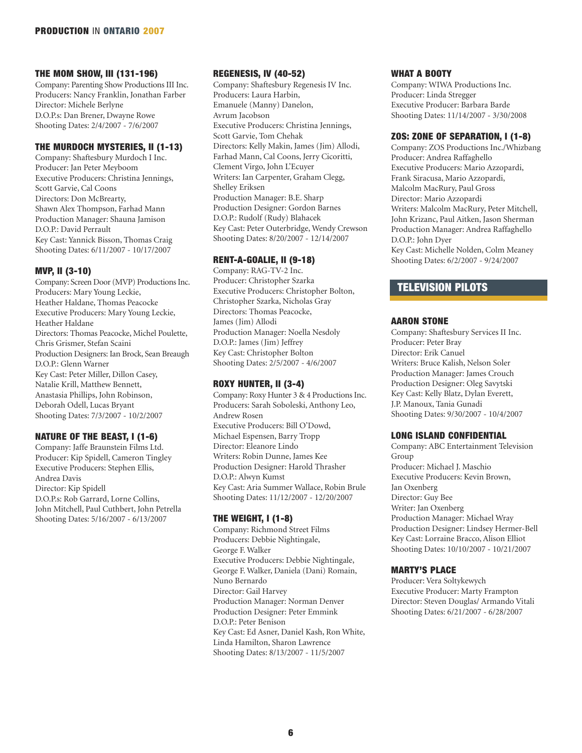### THE MOM SHOW, III (131-196)

Company: Parenting Show Productions III Inc.
Producers: Nancy Franklin, Jonathan Farber
Director: Michele Berlyne
D.O.P.s: Dan Brener, Dwayne Rowe
Shooting Dates: 2/4/2007 - 7/6/2007

### THE MURDOCH MYSTERIES, II (1-13)

Company: Shaftesbury Murdoch I Inc.
Producer: Jan Peter Meyboom
Executive Producers: Christina Jennings, Scott Garvie, Cal Coons
Directors: Don McBrearty, Shawn Alex Thompson, Farhad Mann
Production Manager: Shauna Jamison
D.O.P.: David Perrault
Key Cast: Yannick Bisson, Thomas Craig
Shooting Dates: 6/11/2007 - 10/17/2007

### MVP, II (3-10)

Company: Screen Door (MVP) Productions Inc.
Producers: Mary Young Leckie, Heather Haldane, Thomas Peacocke
Executive Producers: Mary Young Leckie, Heather Haldane
Directors: Thomas Peacocke, Michel Poulette, Chris Grismer, Stefan Scaini
Production Designers: Ian Brock, Sean Breaugh
D.O.P.: Glenn Warner
Key Cast: Peter Miller, Dillon Casey, Natalie Krill, Matthew Bennett, Anastasia Phillips, John Robinson, Deborah Odell, Lucas Bryant
Shooting Dates: 7/3/2007 - 10/2/2007

### NATURE OF THE BEAST, I (1-6)

Company: Jaffe Braunstein Films Ltd.
Producer: Kip Spidell, Cameron Tingley
Executive Producers: Stephen Ellis, Andrea Davis
Director: Kip Spidell
D.O.P.s: Rob Garrard, Lorne Collins, John Mitchell, Paul Cuthbert, John Petrella
Shooting Dates: 5/16/2007 - 6/13/2007

### REGENESIS, IV (40-52)

Company: Shaftesbury Regenesis IV Inc.
Producers: Laura Harbin, Emanuele (Manny) Danelon, Avrum Jacobson
Executive Producers: Christina Jennings, Scott Garvie, Tom Chehak
Directors: Kelly Makin, James (Jim) Allodi, Farhad Mann, Cal Coons, Jerry Cicoritti, Clement Virgo, John L'Ecuyer
Writers: Ian Carpenter, Graham Clegg, Shelley Eriksen
Production Manager: B.E. Sharp
Production Designer: Gordon Barnes
D.O.P.: Rudolf (Rudy) Blahacek
Key Cast: Peter Outerbridge, Wendy Crewson
Shooting Dates: 8/20/2007 - 12/14/2007

### RENT-A-GOALIE, II (9-18)

Company: RAG-TV-2 Inc.
Producer: Christopher Szarka
Executive Producers: Christopher Bolton, Christopher Szarka, Nicholas Gray
Directors: Thomas Peacocke, James (Jim) Allodi
Production Manager: Noella Nesdoly
D.O.P.: James (Jim) Jeffrey
Key Cast: Christopher Bolton
Shooting Dates: 2/5/2007 - 4/6/2007

### ROXY HUNTER, II (3-4)

Company: Roxy Hunter 3 & 4 Productions Inc.
Producers: Sarah Soboleski, Anthony Leo, Andrew Rosen
Executive Producers: Bill O'Dowd, Michael Espensen, Barry Tropp
Director: Eleanore Lindo
Writers: Robin Dunne, James Kee
Production Designer: Harold Thrasher
D.O.P.: Alwyn Kumst
Key Cast: Aria Summer Wallace, Robin Brule
Shooting Dates: 11/12/2007 - 12/20/2007

### THE WEIGHT, I (1-8)

Company: Richmond Street Films
Producers: Debbie Nightingale, George F. Walker
Executive Producers: Debbie Nightingale, George F. Walker, Daniela (Dani) Romain, Nuno Bernardo
Director: Gail Harvey
Production Manager: Norman Denver
Production Designer: Peter Emmink
D.O.P.: Peter Benison
Key Cast: Ed Asner, Daniel Kash, Ron White, Linda Hamilton, Sharon Lawrence
Shooting Dates: 8/13/2007 - 11/5/2007

### WHAT A BOOTY

Company: WIWA Productions Inc.
Producer: Linda Stregger
Executive Producer: Barbara Barde
Shooting Dates: 11/14/2007 - 3/30/2008

### ZOS: ZONE OF SEPARATION, I (1-8)

Company: ZOS Productions Inc./Whizbang
Producer: Andrea Raffaghello
Executive Producers: Mario Azzopardi, Frank Siracusa, Mario Azzopardi, Malcolm MacRury, Paul Gross
Director: Mario Azzopardi
Writers: Malcolm MacRury, Peter Mitchell, John Krizanc, Paul Aitken, Jason Sherman
Production Manager: Andrea Raffaghello
D.O.P.: John Dyer
Key Cast: Michelle Nolden, Colm Meaney
Shooting Dates: 6/2/2007 - 9/24/2007

## TELEVISION PILOTS

### AARON STONE

Company: Shaftesbury Services II Inc.
Producer: Peter Bray
Director: Erik Canuel
Writers: Bruce Kalish, Nelson Soler
Production Manager: James Crouch
Production Designer: Oleg Savytski
Key Cast: Kelly Blatz, Dylan Everett, J.P. Manoux, Tania Gunadi
Shooting Dates: 9/30/2007 - 10/4/2007

### LONG ISLAND CONFIDENTIAL

Company: ABC Entertainment Television Group
Producer: Michael J. Maschio
Executive Producers: Kevin Brown, Jan Oxenberg
Director: Guy Bee
Writer: Jan Oxenberg
Production Manager: Michael Wray
Production Designer: Lindsey Hermer-Bell
Key Cast: Lorraine Bracco, Alison Elliot
Shooting Dates: 10/10/2007 - 10/21/2007

### MARTY'S PLACE

Producer: Vera Soltykewych
Executive Producer: Marty Frampton
Director: Steven Douglas/ Armando Vitali
Shooting Dates: 6/21/2007 - 6/28/2007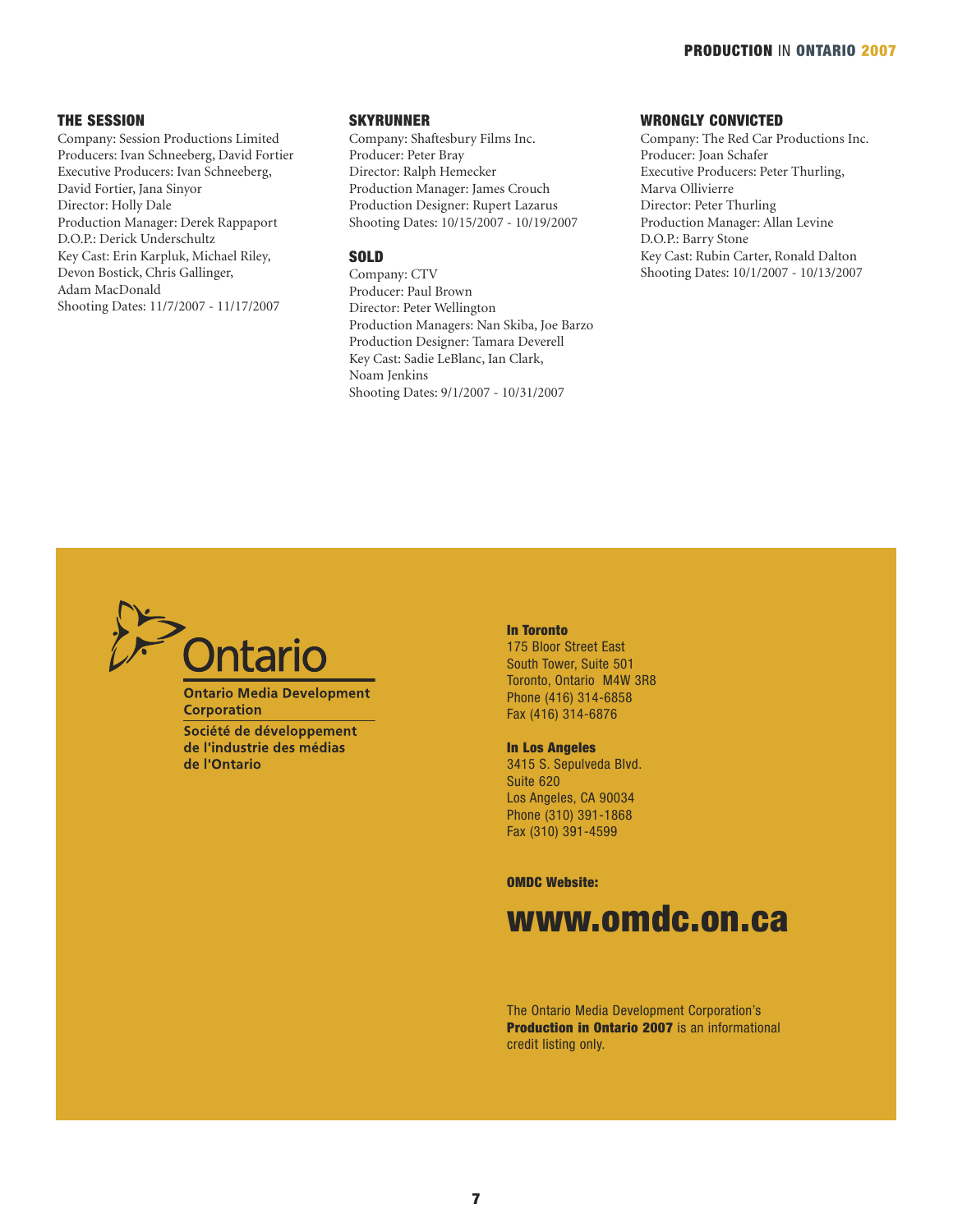### THE SESSION

Company: Session Productions Limited
Producers: Ivan Schneeberg, David Fortier
Executive Producers: Ivan Schneeberg, David Fortier, Jana Sinyor
Director: Holly Dale
Production Manager: Derek Rappaport
D.O.P.: Derick Underschultz
Key Cast: Erin Karpluk, Michael Riley, Devon Bostick, Chris Gallinger, Adam MacDonald
Shooting Dates: 11/7/2007 - 11/17/2007

### SKYRUNNER

Company: Shaftesbury Films Inc.
Producer: Peter Bray
Director: Ralph Hemecker
Production Manager: James Crouch
Production Designer: Rupert Lazarus
Shooting Dates: 10/15/2007 - 10/19/2007

### SOLD

Company: CTV
Producer: Paul Brown
Director: Peter Wellington
Production Managers: Nan Skiba, Joe Barzo
Production Designer: Tamara Deverell
Key Cast: Sadie LeBlanc, Ian Clark, Noam Jenkins
Shooting Dates: 9/1/2007 - 10/31/2007

### WRONGLY CONVICTED

Company: The Red Car Productions Inc.
Producer: Joan Schafer
Executive Producers: Peter Thurling, Marva Ollivierre
Director: Peter Thurling
Production Manager: Allan Levine
D.O.P.: Barry Stone
Key Cast: Rubin Carter, Ronald Dalton
Shooting Dates: 10/1/2007 - 10/13/2007

Ontario

**Ontario Media Development Corporation**

**Société de développement de l'industrie des médias de l'Ontario**

**In Toronto**
175 Bloor Street East
South Tower, Suite 501
Toronto, Ontario M4W 3R8
Phone (416) 314-6858
Fax (416) 314-6876

**In Los Angeles**
3415 S. Sepulveda Blvd.
Suite 620
Los Angeles, CA 90034
Phone (310) 391-1868
Fax (310) 391-4599

**OMDC Website:**

## www.omdc.on.ca

The Ontario Media Development Corporation's **Production in Ontario 2007** is an informational credit listing only.